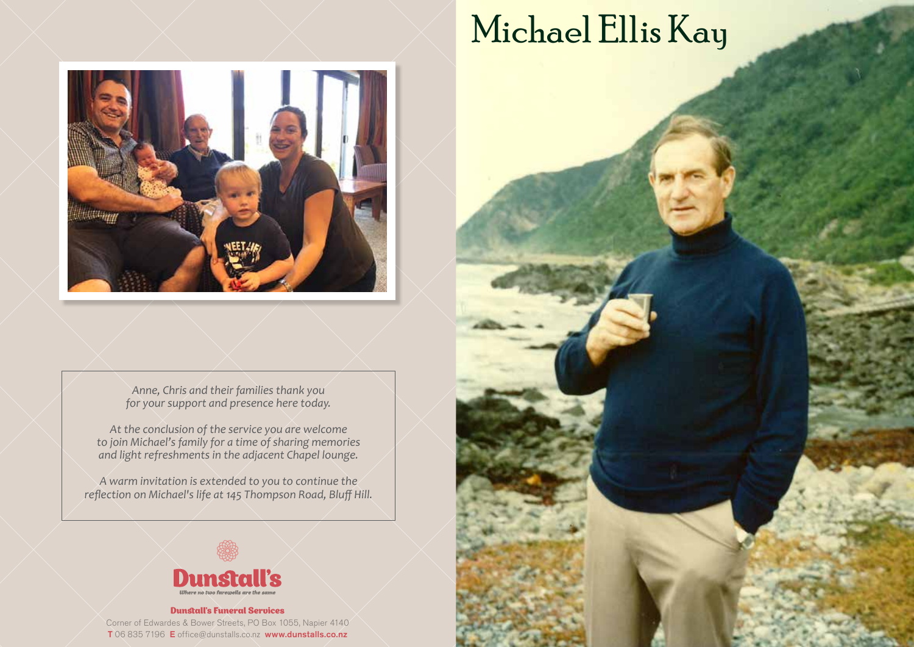# Michael Ellis Kay

*Anne, Chris and their families thank you for your support and presence here today.*

*At the conclusion of the service you are welcome to join Michael's family for a time of sharing memories and light refreshments in the adjacent Chapel lounge.*

*A warm invitation is extended to you to continue the reflection on Michael's life at 145 Thompson Road, Bluff Hill.*

**Dunstall's**

*Where no two farewells are the same*

**Dunstall's Funeral Services**

Corner of Edwardes & Bower Streets, PO Box 1055, Napier 4140

**T** 06 835 7196 **E** office@dunstalls.co.nz **www.dunstalls.co.nz**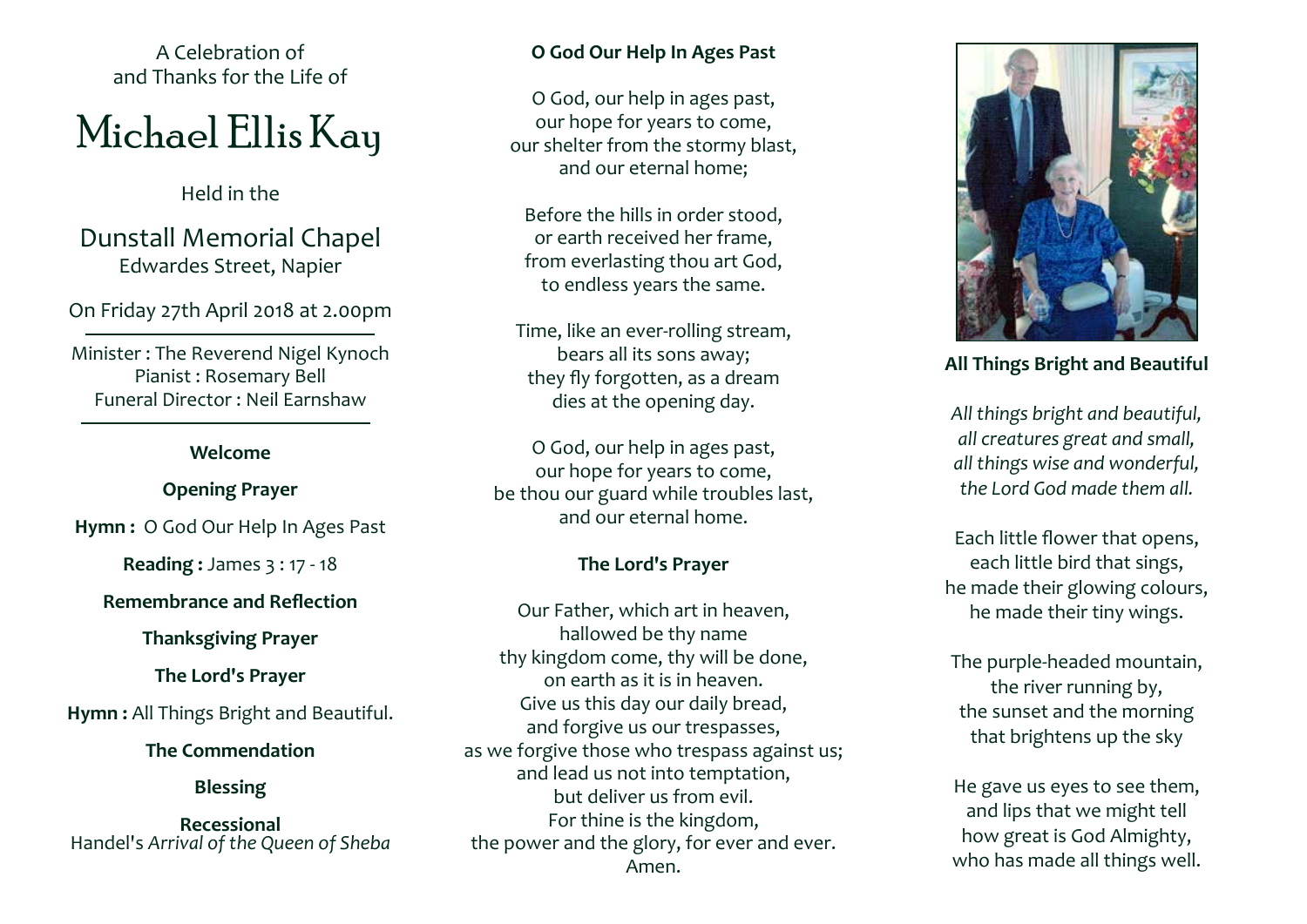A Celebration of
and Thanks for the Life of

# Michael Ellis Kay

Held in the

## Dunstall Memorial Chapel
Edwardes Street, Napier

On Friday 27th April 2018 at 2.00pm

---

Minister : The Reverend Nigel Kynoch
Pianist : Rosemary Bell
Funeral Director : Neil Earnshaw

---

**Welcome**

**Opening Prayer**

**Hymn :** O God Our Help In Ages Past

**Reading :** James 3 : 17 - 18

**Remembrance and Reflection**

**Thanksgiving Prayer**

**The Lord's Prayer**

**Hymn :** All Things Bright and Beautiful.

**The Commendation**

**Blessing**

**Recessional**
Handel's *Arrival of the Queen of Sheba*

### O God Our Help In Ages Past

O God, our help in ages past,
our hope for years to come,
our shelter from the stormy blast,
and our eternal home;

Before the hills in order stood,
or earth received her frame,
from everlasting thou art God,
to endless years the same.

Time, like an ever-rolling stream,
bears all its sons away;
they fly forgotten, as a dream
dies at the opening day.

O God, our help in ages past,
our hope for years to come,
be thou our guard while troubles last,
and our eternal home.

### The Lord's Prayer

Our Father, which art in heaven,
hallowed be thy name
thy kingdom come, thy will be done,
on earth as it is in heaven.
Give us this day our daily bread,
and forgive us our trespasses,
as we forgive those who trespass against us;
and lead us not into temptation,
but deliver us from evil.
For thine is the kingdom,
the power and the glory, for ever and ever.
Amen.

### All Things Bright and Beautiful

*All things bright and beautiful,*
*all creatures great and small,*
*all things wise and wonderful,*
*the Lord God made them all.*

Each little flower that opens,
each little bird that sings,
he made their glowing colours,
he made their tiny wings.

The purple-headed mountain,
the river running by,
the sunset and the morning
that brightens up the sky

He gave us eyes to see them,
and lips that we might tell
how great is God Almighty,
who has made all things well.